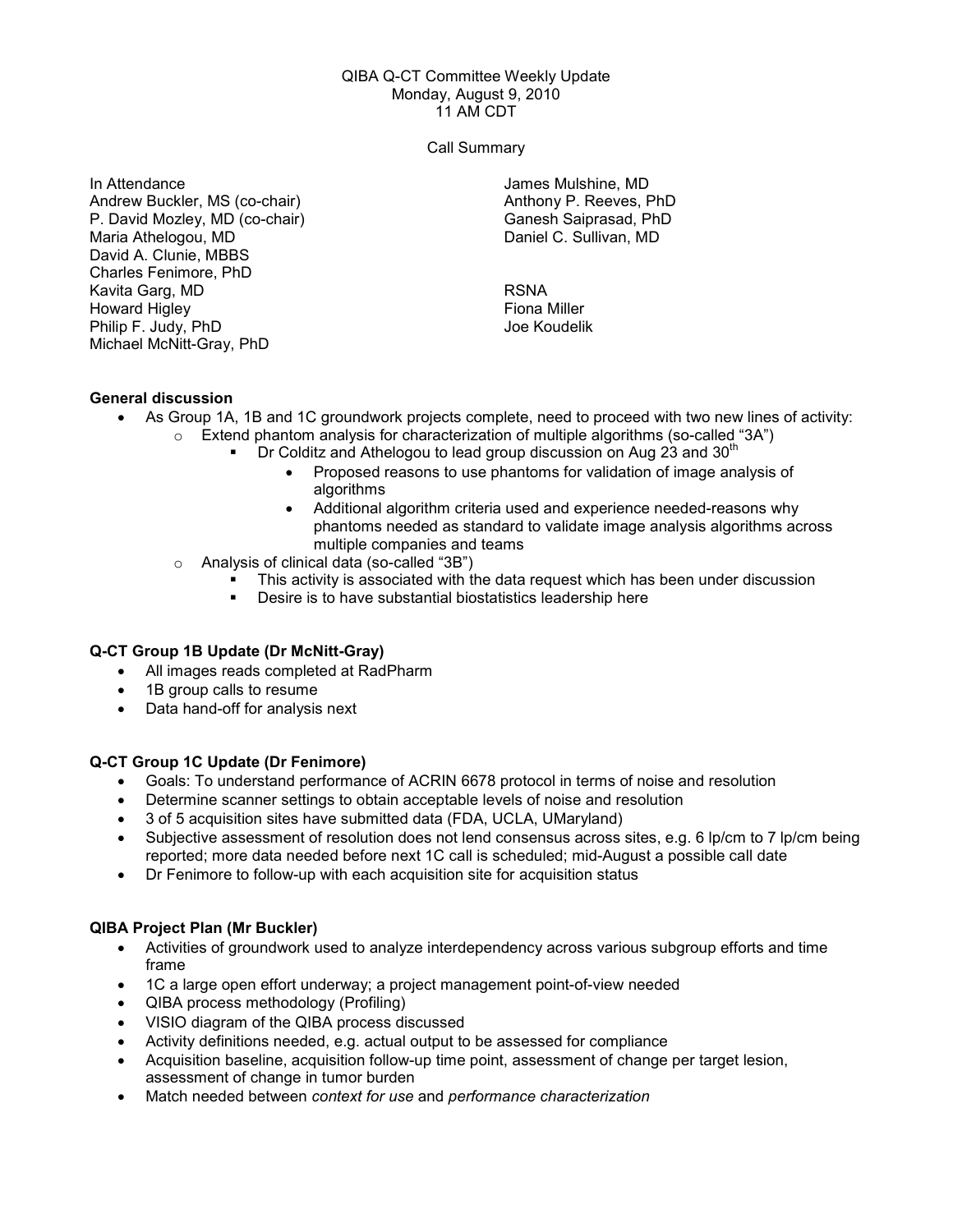QIBA Q-CT Committee Weekly Update
Monday, August 9, 2010
11 AM CDT

Call Summary

In Attendance
Andrew Buckler, MS (co-chair)
P. David Mozley, MD (co-chair)
Maria Athelogou, MD
David A. Clunie, MBBS
Charles Fenimore, PhD
Kavita Garg, MD
Howard Higley
Philip F. Judy, PhD
Michael McNitt-Gray, PhD
James Mulshine, MD
Anthony P. Reeves, PhD
Ganesh Saiprasad, PhD
Daniel C. Sullivan, MD

RSNA
Fiona Miller
Joe Koudelik

**General discussion**

- As Group 1A, 1B and 1C groundwork projects complete, need to proceed with two new lines of activity:
  - Extend phantom analysis for characterization of multiple algorithms (so-called "3A")
    - Dr Colditz and Athelogou to lead group discussion on Aug 23 and 30th
      - Proposed reasons to use phantoms for validation of image analysis of algorithms
      - Additional algorithm criteria used and experience needed-reasons why phantoms needed as standard to validate image analysis algorithms across multiple companies and teams
  - Analysis of clinical data (so-called "3B")
    - This activity is associated with the data request which has been under discussion
    - Desire is to have substantial biostatistics leadership here

**Q-CT Group 1B Update (Dr McNitt-Gray)**

- All images reads completed at RadPharm
- 1B group calls to resume
- Data hand-off for analysis next

**Q-CT Group 1C Update (Dr Fenimore)**

- Goals: To understand performance of ACRIN 6678 protocol in terms of noise and resolution
- Determine scanner settings to obtain acceptable levels of noise and resolution
- 3 of 5 acquisition sites have submitted data (FDA, UCLA, UMaryland)
- Subjective assessment of resolution does not lend consensus across sites, e.g. 6 lp/cm to 7 lp/cm being reported; more data needed before next 1C call is scheduled; mid-August a possible call date
- Dr Fenimore to follow-up with each acquisition site for acquisition status

**QIBA Project Plan (Mr Buckler)**

- Activities of groundwork used to analyze interdependency across various subgroup efforts and time frame
- 1C a large open effort underway; a project management point-of-view needed
- QIBA process methodology (Profiling)
- VISIO diagram of the QIBA process discussed
- Activity definitions needed, e.g. actual output to be assessed for compliance
- Acquisition baseline, acquisition follow-up time point, assessment of change per target lesion, assessment of change in tumor burden
- Match needed between *context for use* and *performance characterization*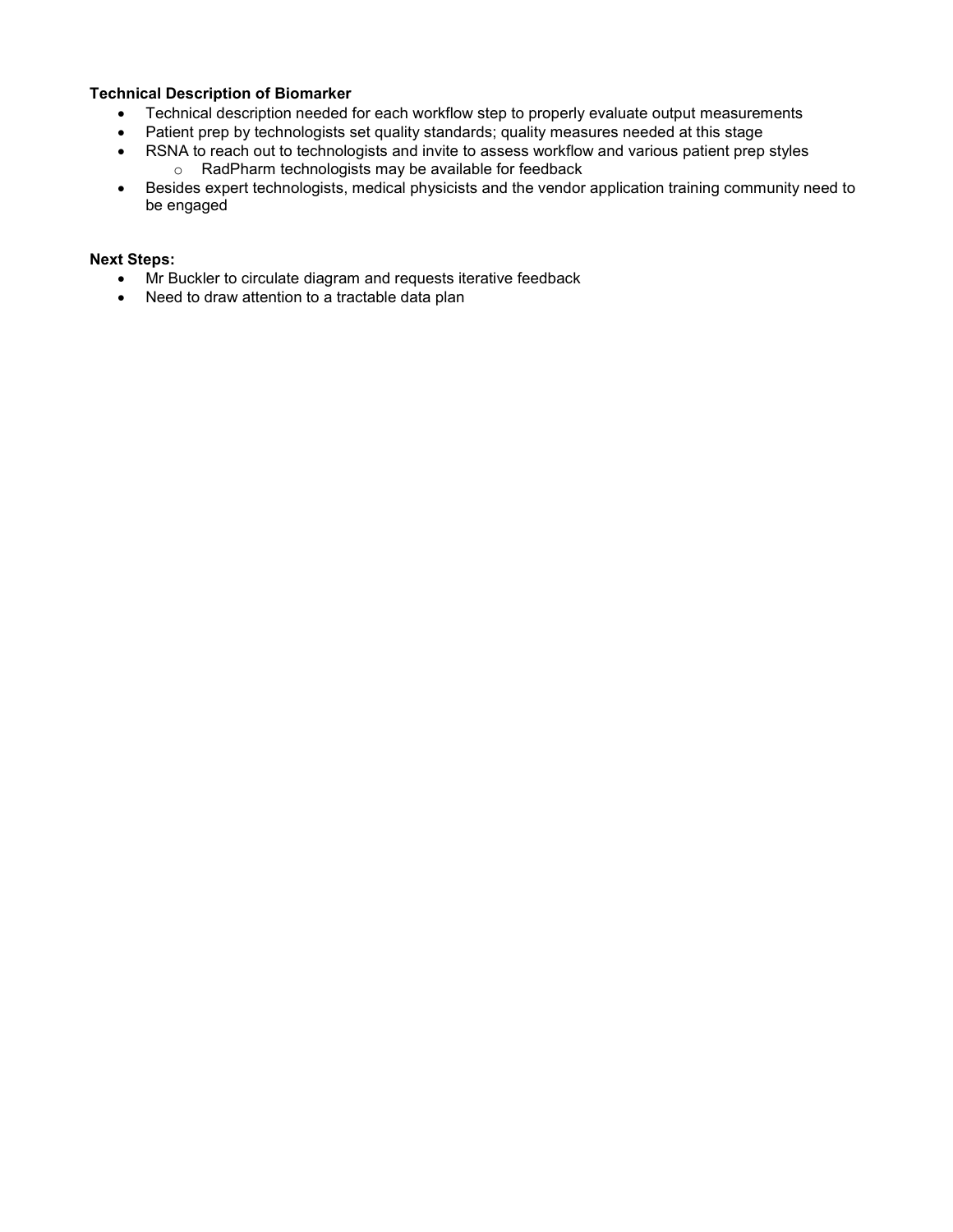**Technical Description of Biomarker**

- Technical description needed for each workflow step to properly evaluate output measurements
- Patient prep by technologists set quality standards; quality measures needed at this stage
- RSNA to reach out to technologists and invite to assess workflow and various patient prep styles
    - RadPharm technologists may be available for feedback
- Besides expert technologists, medical physicists and the vendor application training community need to be engaged

**Next Steps:**

- Mr Buckler to circulate diagram and requests iterative feedback
- Need to draw attention to a tractable data plan